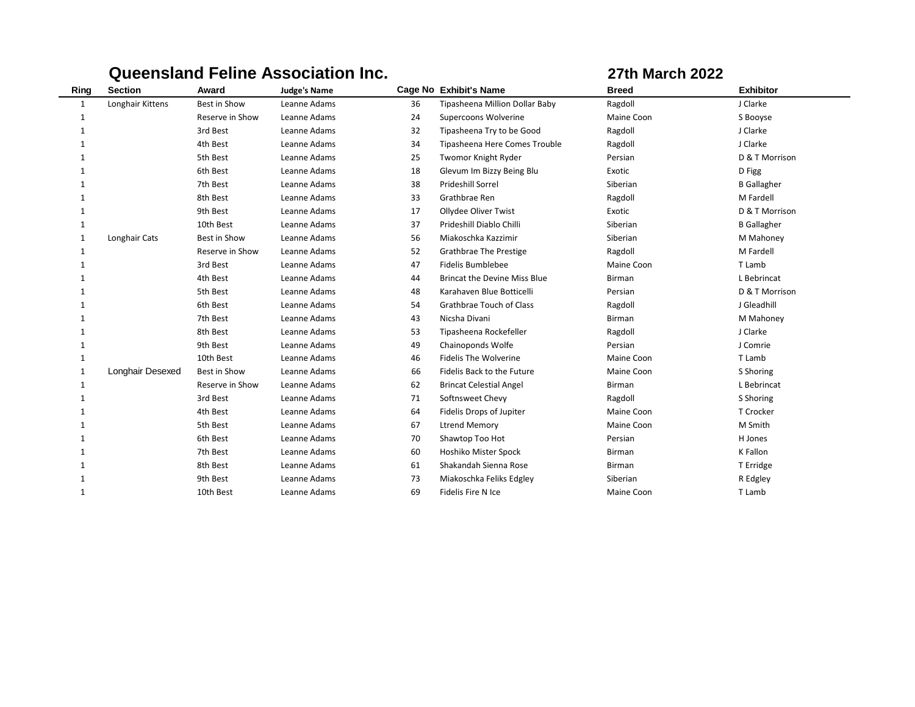# Queensland Feline Association Inc.

## 27th March 2022

| Ring | Section | Award | Judge's Name | Cage No | Exhibit's Name | Breed | Exhibitor |
|---|---|---|---|---|---|---|---|
| 1 | Longhair Kittens | Best in Show | Leanne Adams | 36 | Tipasheena Million Dollar Baby | Ragdoll | J Clarke |
| 1 | | Reserve in Show | Leanne Adams | 24 | Supercoons Wolverine | Maine Coon | S Booyse |
| 1 | | 3rd Best | Leanne Adams | 32 | Tipasheena Try to be Good | Ragdoll | J Clarke |
| 1 | | 4th Best | Leanne Adams | 34 | Tipasheena Here Comes Trouble | Ragdoll | J Clarke |
| 1 | | 5th Best | Leanne Adams | 25 | Twomor Knight Ryder | Persian | D & T Morrison |
| 1 | | 6th Best | Leanne Adams | 18 | Glevum Im Bizzy Being Blu | Exotic | D Figg |
| 1 | | 7th Best | Leanne Adams | 38 | Prideshill Sorrel | Siberian | B Gallagher |
| 1 | | 8th Best | Leanne Adams | 33 | Grathbrae Ren | Ragdoll | M Fardell |
| 1 | | 9th Best | Leanne Adams | 17 | Ollydee Oliver Twist | Exotic | D & T Morrison |
| 1 | | 10th Best | Leanne Adams | 37 | Prideshill Diablo Chilli | Siberian | B Gallagher |
| 1 | Longhair Cats | Best in Show | Leanne Adams | 56 | Miakoschka Kazzimir | Siberian | M Mahoney |
| 1 | | Reserve in Show | Leanne Adams | 52 | Grathbrae The Prestige | Ragdoll | M Fardell |
| 1 | | 3rd Best | Leanne Adams | 47 | Fidelis Bumblebee | Maine Coon | T Lamb |
| 1 | | 4th Best | Leanne Adams | 44 | Brincat the Devine Miss Blue | Birman | L Bebrincat |
| 1 | | 5th Best | Leanne Adams | 48 | Karahaven Blue Botticelli | Persian | D & T Morrison |
| 1 | | 6th Best | Leanne Adams | 54 | Grathbrae Touch of Class | Ragdoll | J Gleadhill |
| 1 | | 7th Best | Leanne Adams | 43 | Nicsha Divani | Birman | M Mahoney |
| 1 | | 8th Best | Leanne Adams | 53 | Tipasheena Rockefeller | Ragdoll | J Clarke |
| 1 | | 9th Best | Leanne Adams | 49 | Chainoponds Wolfe | Persian | J Comrie |
| 1 | | 10th Best | Leanne Adams | 46 | Fidelis The Wolverine | Maine Coon | T Lamb |
| 1 | Longhair Desexed | Best in Show | Leanne Adams | 66 | Fidelis Back to the Future | Maine Coon | S Shoring |
| 1 | | Reserve in Show | Leanne Adams | 62 | Brincat Celestial Angel | Birman | L Bebrincat |
| 1 | | 3rd Best | Leanne Adams | 71 | Softnsweet Chevy | Ragdoll | S Shoring |
| 1 | | 4th Best | Leanne Adams | 64 | Fidelis Drops of Jupiter | Maine Coon | T Crocker |
| 1 | | 5th Best | Leanne Adams | 67 | Ltrend Memory | Maine Coon | M Smith |
| 1 | | 6th Best | Leanne Adams | 70 | Shawtop Too Hot | Persian | H Jones |
| 1 | | 7th Best | Leanne Adams | 60 | Hoshiko Mister Spock | Birman | K Fallon |
| 1 | | 8th Best | Leanne Adams | 61 | Shakandah Sienna Rose | Birman | T Erridge |
| 1 | | 9th Best | Leanne Adams | 73 | Miakoschka Feliks Edgley | Siberian | R Edgley |
| 1 | | 10th Best | Leanne Adams | 69 | Fidelis Fire N Ice | Maine Coon | T Lamb |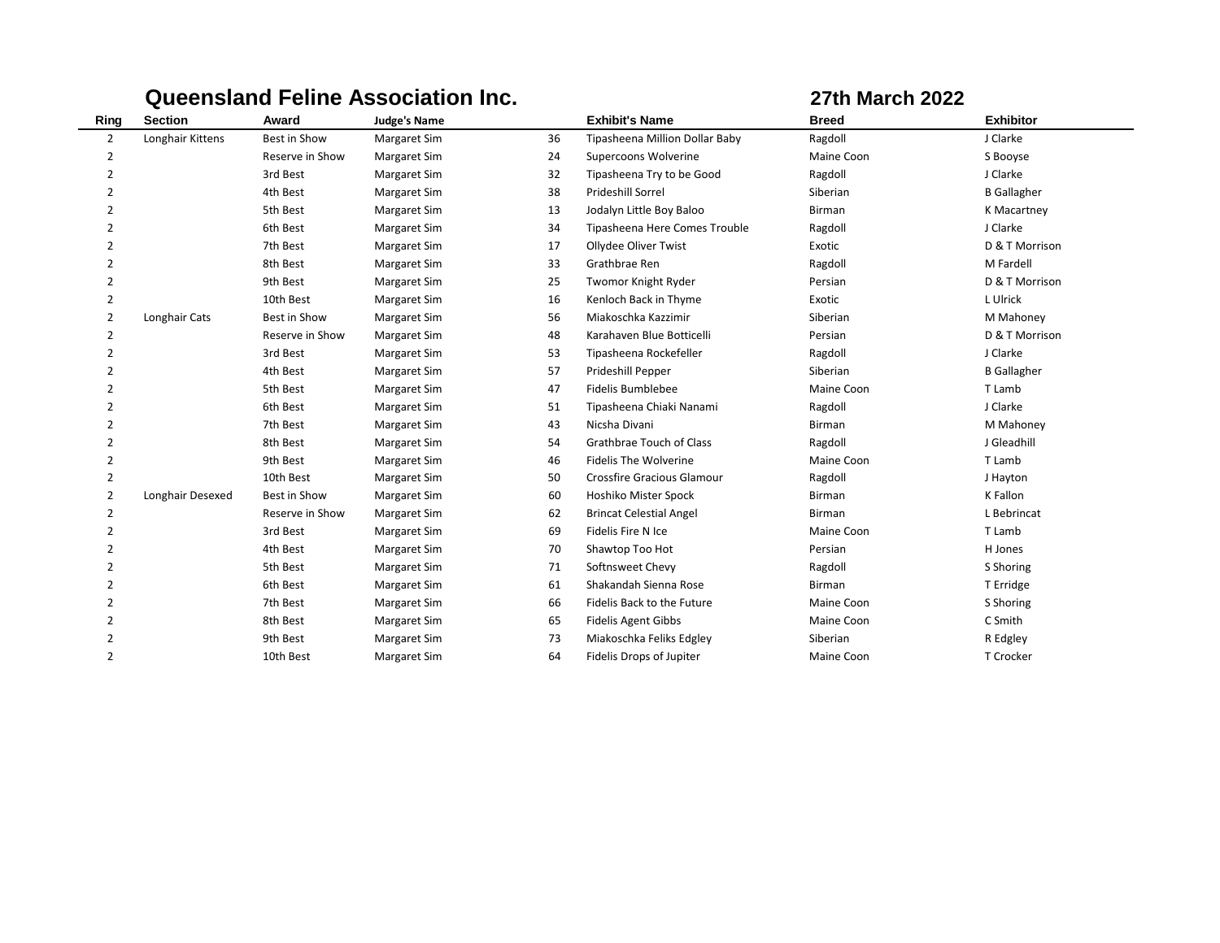**Queensland Feline Association Inc.** **27th March 2022**

| Ring | Section | Award | Judge's Name | | Exhibit's Name | Breed | Exhibitor |
|---|---|---|---|---|---|---|---|
| 2 | Longhair Kittens | Best in Show | Margaret Sim | 36 | Tipasheena Million Dollar Baby | Ragdoll | J Clarke |
| 2 | | Reserve in Show | Margaret Sim | 24 | Supercoons Wolverine | Maine Coon | S Booyse |
| 2 | | 3rd Best | Margaret Sim | 32 | Tipasheena Try to be Good | Ragdoll | J Clarke |
| 2 | | 4th Best | Margaret Sim | 38 | Prideshill Sorrel | Siberian | B Gallagher |
| 2 | | 5th Best | Margaret Sim | 13 | Jodalyn Little Boy Baloo | Birman | K Macartney |
| 2 | | 6th Best | Margaret Sim | 34 | Tipasheena Here Comes Trouble | Ragdoll | J Clarke |
| 2 | | 7th Best | Margaret Sim | 17 | Ollydee Oliver Twist | Exotic | D & T Morrison |
| 2 | | 8th Best | Margaret Sim | 33 | Grathbrae Ren | Ragdoll | M Fardell |
| 2 | | 9th Best | Margaret Sim | 25 | Twomor Knight Ryder | Persian | D & T Morrison |
| 2 | | 10th Best | Margaret Sim | 16 | Kenloch Back in Thyme | Exotic | L Ulrick |
| 2 | Longhair Cats | Best in Show | Margaret Sim | 56 | Miakoschka Kazzimir | Siberian | M Mahoney |
| 2 | | Reserve in Show | Margaret Sim | 48 | Karahaven Blue Botticelli | Persian | D & T Morrison |
| 2 | | 3rd Best | Margaret Sim | 53 | Tipasheena Rockefeller | Ragdoll | J Clarke |
| 2 | | 4th Best | Margaret Sim | 57 | Prideshill Pepper | Siberian | B Gallagher |
| 2 | | 5th Best | Margaret Sim | 47 | Fidelis Bumblebee | Maine Coon | T Lamb |
| 2 | | 6th Best | Margaret Sim | 51 | Tipasheena Chiaki Nanami | Ragdoll | J Clarke |
| 2 | | 7th Best | Margaret Sim | 43 | Nicsha Divani | Birman | M Mahoney |
| 2 | | 8th Best | Margaret Sim | 54 | Grathbrae Touch of Class | Ragdoll | J Gleadhill |
| 2 | | 9th Best | Margaret Sim | 46 | Fidelis The Wolverine | Maine Coon | T Lamb |
| 2 | | 10th Best | Margaret Sim | 50 | Crossfire Gracious Glamour | Ragdoll | J Hayton |
| 2 | Longhair Desexed | Best in Show | Margaret Sim | 60 | Hoshiko Mister Spock | Birman | K Fallon |
| 2 | | Reserve in Show | Margaret Sim | 62 | Brincat Celestial Angel | Birman | L Bebrincat |
| 2 | | 3rd Best | Margaret Sim | 69 | Fidelis Fire N Ice | Maine Coon | T Lamb |
| 2 | | 4th Best | Margaret Sim | 70 | Shawtop Too Hot | Persian | H Jones |
| 2 | | 5th Best | Margaret Sim | 71 | Softnsweet Chevy | Ragdoll | S Shoring |
| 2 | | 6th Best | Margaret Sim | 61 | Shakandah Sienna Rose | Birman | T Erridge |
| 2 | | 7th Best | Margaret Sim | 66 | Fidelis Back to the Future | Maine Coon | S Shoring |
| 2 | | 8th Best | Margaret Sim | 65 | Fidelis Agent Gibbs | Maine Coon | C Smith |
| 2 | | 9th Best | Margaret Sim | 73 | Miakoschka Feliks Edgley | Siberian | R Edgley |
| 2 | | 10th Best | Margaret Sim | 64 | Fidelis Drops of Jupiter | Maine Coon | T Crocker |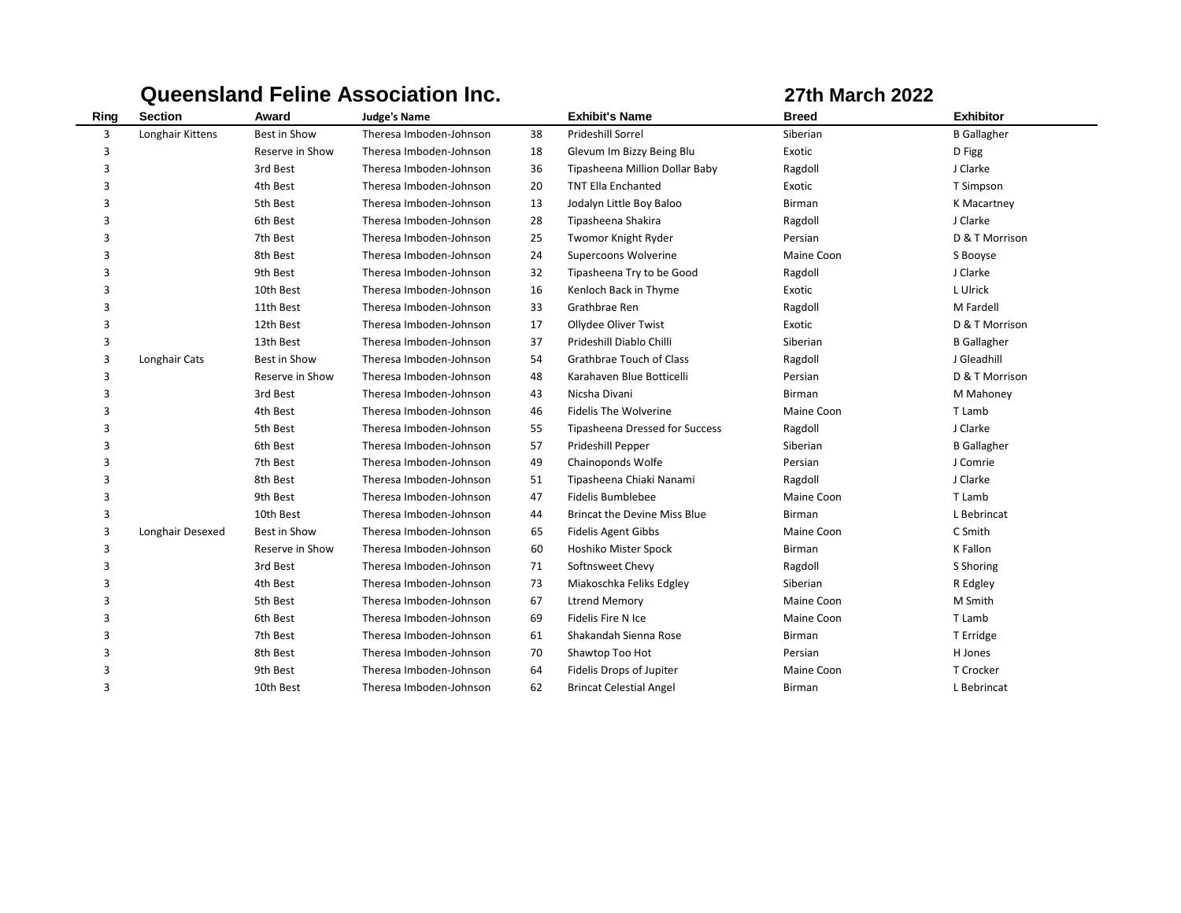## Queensland Feline Association Inc. — 27th March 2022

| Ring | Section | Award | Judge's Name | | Exhibit's Name | Breed | Exhibitor |
|---|---|---|---|---|---|---|---|
| 3 | Longhair Kittens | Best in Show | Theresa Imboden-Johnson | 38 | Prideshill Sorrel | Siberian | B Gallagher |
| 3 | | Reserve in Show | Theresa Imboden-Johnson | 18 | Glevum Im Bizzy Being Blu | Exotic | D Figg |
| 3 | | 3rd Best | Theresa Imboden-Johnson | 36 | Tipasheena Million Dollar Baby | Ragdoll | J Clarke |
| 3 | | 4th Best | Theresa Imboden-Johnson | 20 | TNT Ella Enchanted | Exotic | T Simpson |
| 3 | | 5th Best | Theresa Imboden-Johnson | 13 | Jodalyn Little Boy Baloo | Birman | K Macartney |
| 3 | | 6th Best | Theresa Imboden-Johnson | 28 | Tipasheena Shakira | Ragdoll | J Clarke |
| 3 | | 7th Best | Theresa Imboden-Johnson | 25 | Twomor Knight Ryder | Persian | D & T Morrison |
| 3 | | 8th Best | Theresa Imboden-Johnson | 24 | Supercoons Wolverine | Maine Coon | S Booyse |
| 3 | | 9th Best | Theresa Imboden-Johnson | 32 | Tipasheena Try to be Good | Ragdoll | J Clarke |
| 3 | | 10th Best | Theresa Imboden-Johnson | 16 | Kenloch Back in Thyme | Exotic | L Ulrick |
| 3 | | 11th Best | Theresa Imboden-Johnson | 33 | Grathbrae Ren | Ragdoll | M Fardell |
| 3 | | 12th Best | Theresa Imboden-Johnson | 17 | Ollydee Oliver Twist | Exotic | D & T Morrison |
| 3 | | 13th Best | Theresa Imboden-Johnson | 37 | Prideshill Diablo Chilli | Siberian | B Gallagher |
| 3 | Longhair Cats | Best in Show | Theresa Imboden-Johnson | 54 | Grathbrae Touch of Class | Ragdoll | J Gleadhill |
| 3 | | Reserve in Show | Theresa Imboden-Johnson | 48 | Karahaven Blue Botticelli | Persian | D & T Morrison |
| 3 | | 3rd Best | Theresa Imboden-Johnson | 43 | Nicsha Divani | Birman | M Mahoney |
| 3 | | 4th Best | Theresa Imboden-Johnson | 46 | Fidelis The Wolverine | Maine Coon | T Lamb |
| 3 | | 5th Best | Theresa Imboden-Johnson | 55 | Tipasheena Dressed for Success | Ragdoll | J Clarke |
| 3 | | 6th Best | Theresa Imboden-Johnson | 57 | Prideshill Pepper | Siberian | B Gallagher |
| 3 | | 7th Best | Theresa Imboden-Johnson | 49 | Chainoponds Wolfe | Persian | J Comrie |
| 3 | | 8th Best | Theresa Imboden-Johnson | 51 | Tipasheena Chiaki Nanami | Ragdoll | J Clarke |
| 3 | | 9th Best | Theresa Imboden-Johnson | 47 | Fidelis Bumblebee | Maine Coon | T Lamb |
| 3 | | 10th Best | Theresa Imboden-Johnson | 44 | Brincat the Devine Miss Blue | Birman | L Bebrincat |
| 3 | Longhair Desexed | Best in Show | Theresa Imboden-Johnson | 65 | Fidelis Agent Gibbs | Maine Coon | C Smith |
| 3 | | Reserve in Show | Theresa Imboden-Johnson | 60 | Hoshiko Mister Spock | Birman | K Fallon |
| 3 | | 3rd Best | Theresa Imboden-Johnson | 71 | Softnsweet Chevy | Ragdoll | S Shoring |
| 3 | | 4th Best | Theresa Imboden-Johnson | 73 | Miakoschka Feliks Edgley | Siberian | R Edgley |
| 3 | | 5th Best | Theresa Imboden-Johnson | 67 | Ltrend Memory | Maine Coon | M Smith |
| 3 | | 6th Best | Theresa Imboden-Johnson | 69 | Fidelis Fire N Ice | Maine Coon | T Lamb |
| 3 | | 7th Best | Theresa Imboden-Johnson | 61 | Shakandah Sienna Rose | Birman | T Erridge |
| 3 | | 8th Best | Theresa Imboden-Johnson | 70 | Shawtop Too Hot | Persian | H Jones |
| 3 | | 9th Best | Theresa Imboden-Johnson | 64 | Fidelis Drops of Jupiter | Maine Coon | T Crocker |
| 3 | | 10th Best | Theresa Imboden-Johnson | 62 | Brincat Celestial Angel | Birman | L Bebrincat |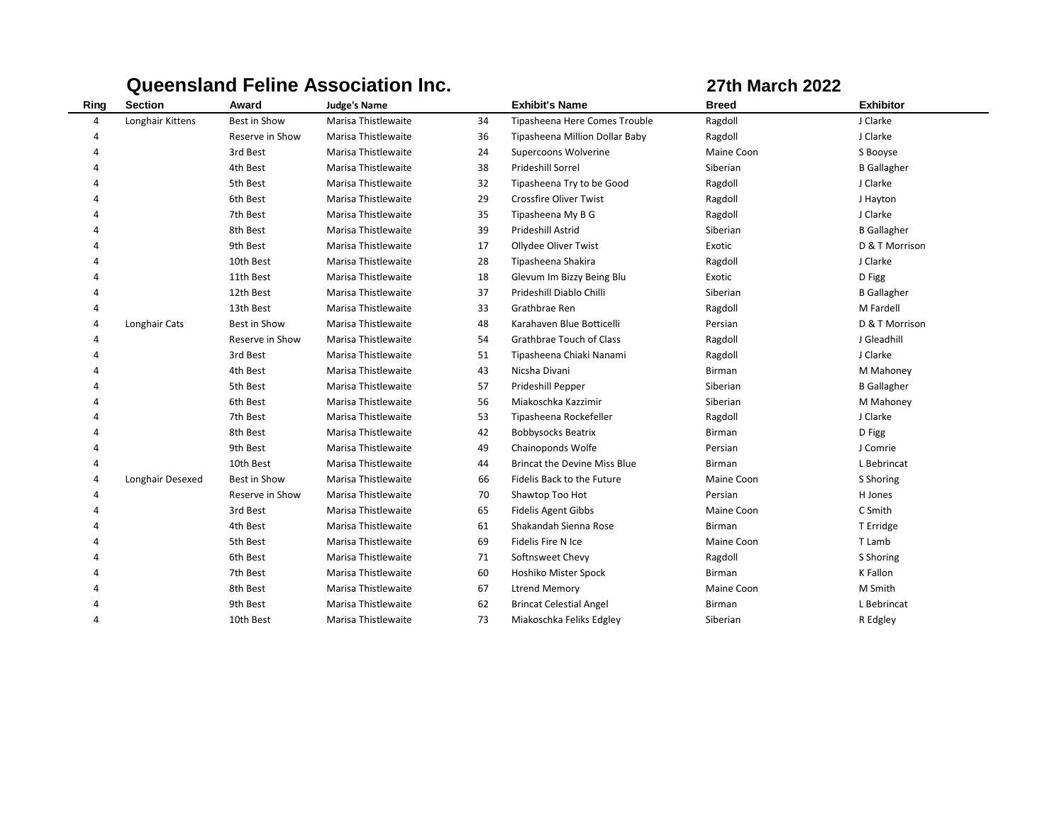# Queensland Feline Association Inc.

**27th March 2022**

| Ring | Section | Award | Judge's Name | | Exhibit's Name | Breed | Exhibitor |
|---|---|---|---|---|---|---|---|
| 4 | Longhair Kittens | Best in Show | Marisa Thistlewaite | 34 | Tipasheena Here Comes Trouble | Ragdoll | J Clarke |
| 4 | | Reserve in Show | Marisa Thistlewaite | 36 | Tipasheena Million Dollar Baby | Ragdoll | J Clarke |
| 4 | | 3rd Best | Marisa Thistlewaite | 24 | Supercoons Wolverine | Maine Coon | S Booyse |
| 4 | | 4th Best | Marisa Thistlewaite | 38 | Prideshill Sorrel | Siberian | B Gallagher |
| 4 | | 5th Best | Marisa Thistlewaite | 32 | Tipasheena Try to be Good | Ragdoll | J Clarke |
| 4 | | 6th Best | Marisa Thistlewaite | 29 | Crossfire Oliver Twist | Ragdoll | J Hayton |
| 4 | | 7th Best | Marisa Thistlewaite | 35 | Tipasheena My B G | Ragdoll | J Clarke |
| 4 | | 8th Best | Marisa Thistlewaite | 39 | Prideshill Astrid | Siberian | B Gallagher |
| 4 | | 9th Best | Marisa Thistlewaite | 17 | Ollydee Oliver Twist | Exotic | D & T Morrison |
| 4 | | 10th Best | Marisa Thistlewaite | 28 | Tipasheena Shakira | Ragdoll | J Clarke |
| 4 | | 11th Best | Marisa Thistlewaite | 18 | Glevum Im Bizzy Being Blu | Exotic | D Figg |
| 4 | | 12th Best | Marisa Thistlewaite | 37 | Prideshill Diablo Chilli | Siberian | B Gallagher |
| 4 | | 13th Best | Marisa Thistlewaite | 33 | Grathbrae Ren | Ragdoll | M Fardell |
| 4 | Longhair Cats | Best in Show | Marisa Thistlewaite | 48 | Karahaven Blue Botticelli | Persian | D & T Morrison |
| 4 | | Reserve in Show | Marisa Thistlewaite | 54 | Grathbrae Touch of Class | Ragdoll | J Gleadhill |
| 4 | | 3rd Best | Marisa Thistlewaite | 51 | Tipasheena Chiaki Nanami | Ragdoll | J Clarke |
| 4 | | 4th Best | Marisa Thistlewaite | 43 | Nicsha Divani | Birman | M Mahoney |
| 4 | | 5th Best | Marisa Thistlewaite | 57 | Prideshill Pepper | Siberian | B Gallagher |
| 4 | | 6th Best | Marisa Thistlewaite | 56 | Miakoschka Kazzimir | Siberian | M Mahoney |
| 4 | | 7th Best | Marisa Thistlewaite | 53 | Tipasheena Rockefeller | Ragdoll | J Clarke |
| 4 | | 8th Best | Marisa Thistlewaite | 42 | Bobbysocks Beatrix | Birman | D Figg |
| 4 | | 9th Best | Marisa Thistlewaite | 49 | Chainoponds Wolfe | Persian | J Comrie |
| 4 | | 10th Best | Marisa Thistlewaite | 44 | Brincat the Devine Miss Blue | Birman | L Bebrincat |
| 4 | Longhair Desexed | Best in Show | Marisa Thistlewaite | 66 | Fidelis Back to the Future | Maine Coon | S Shoring |
| 4 | | Reserve in Show | Marisa Thistlewaite | 70 | Shawtop Too Hot | Persian | H Jones |
| 4 | | 3rd Best | Marisa Thistlewaite | 65 | Fidelis Agent Gibbs | Maine Coon | C Smith |
| 4 | | 4th Best | Marisa Thistlewaite | 61 | Shakandah Sienna Rose | Birman | T Erridge |
| 4 | | 5th Best | Marisa Thistlewaite | 69 | Fidelis Fire N Ice | Maine Coon | T Lamb |
| 4 | | 6th Best | Marisa Thistlewaite | 71 | Softnsweet Chevy | Ragdoll | S Shoring |
| 4 | | 7th Best | Marisa Thistlewaite | 60 | Hoshiko Mister Spock | Birman | K Fallon |
| 4 | | 8th Best | Marisa Thistlewaite | 67 | Ltrend Memory | Maine Coon | M Smith |
| 4 | | 9th Best | Marisa Thistlewaite | 62 | Brincat Celestial Angel | Birman | L Bebrincat |
| 4 | | 10th Best | Marisa Thistlewaite | 73 | Miakoschka Feliks Edgley | Siberian | R Edgley |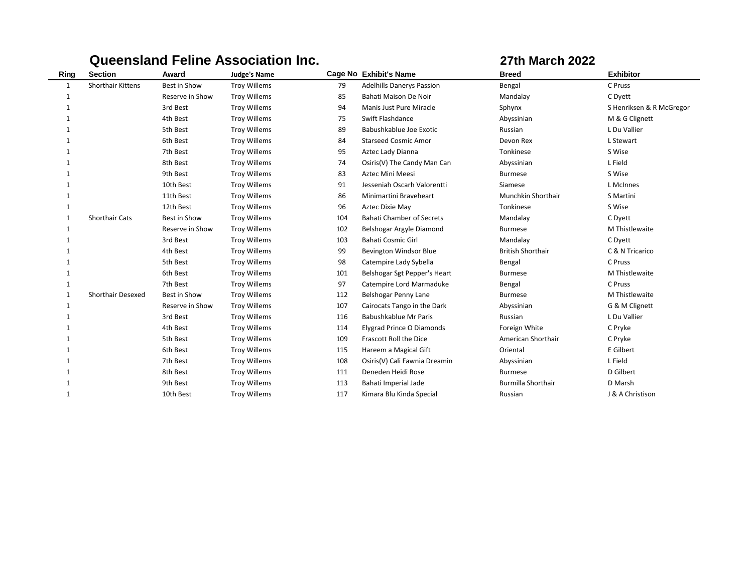## Queensland Feline Association Inc. — 27th March 2022

| Ring | Section | Award | Judge's Name | Cage No | Exhibit's Name | Breed | Exhibitor |
|---|---|---|---|---|---|---|---|
| 1 | Shorthair Kittens | Best in Show | Troy Willems | 79 | Adelhills Danerys Passion | Bengal | C Pruss |
| 1 | | Reserve in Show | Troy Willems | 85 | Bahati Maison De Noir | Mandalay | C Dyett |
| 1 | | 3rd Best | Troy Willems | 94 | Manis Just Pure Miracle | Sphynx | S Henriksen & R McGregor |
| 1 | | 4th Best | Troy Willems | 75 | Swift Flashdance | Abyssinian | M & G Clignett |
| 1 | | 5th Best | Troy Willems | 89 | Babushkablue Joe Exotic | Russian | L Du Vallier |
| 1 | | 6th Best | Troy Willems | 84 | Starseed Cosmic Amor | Devon Rex | L Stewart |
| 1 | | 7th Best | Troy Willems | 95 | Aztec Lady Dianna | Tonkinese | S Wise |
| 1 | | 8th Best | Troy Willems | 74 | Osiris(V) The Candy Man Can | Abyssinian | L Field |
| 1 | | 9th Best | Troy Willems | 83 | Aztec Mini Meesi | Burmese | S Wise |
| 1 | | 10th Best | Troy Willems | 91 | Jesseniah Oscarh Valorentti | Siamese | L McInnes |
| 1 | | 11th Best | Troy Willems | 86 | Minimartini Braveheart | Munchkin Shorthair | S Martini |
| 1 | | 12th Best | Troy Willems | 96 | Aztec Dixie May | Tonkinese | S Wise |
| 1 | Shorthair Cats | Best in Show | Troy Willems | 104 | Bahati Chamber of Secrets | Mandalay | C Dyett |
| 1 | | Reserve in Show | Troy Willems | 102 | Belshogar Argyle Diamond | Burmese | M Thistlewaite |
| 1 | | 3rd Best | Troy Willems | 103 | Bahati Cosmic Girl | Mandalay | C Dyett |
| 1 | | 4th Best | Troy Willems | 99 | Bevington Windsor Blue | British Shorthair | C & N Tricarico |
| 1 | | 5th Best | Troy Willems | 98 | Catempire Lady Sybella | Bengal | C Pruss |
| 1 | | 6th Best | Troy Willems | 101 | Belshogar Sgt Pepper's Heart | Burmese | M Thistlewaite |
| 1 | | 7th Best | Troy Willems | 97 | Catempire Lord Marmaduke | Bengal | C Pruss |
| 1 | Shorthair Desexed | Best in Show | Troy Willems | 112 | Belshogar Penny Lane | Burmese | M Thistlewaite |
| 1 | | Reserve in Show | Troy Willems | 107 | Cairocats Tango in the Dark | Abyssinian | G & M Clignett |
| 1 | | 3rd Best | Troy Willems | 116 | Babushkablue Mr Paris | Russian | L Du Vallier |
| 1 | | 4th Best | Troy Willems | 114 | Elygrad Prince O Diamonds | Foreign White | C Pryke |
| 1 | | 5th Best | Troy Willems | 109 | Frascott Roll the Dice | American Shorthair | C Pryke |
| 1 | | 6th Best | Troy Willems | 115 | Hareem a Magical Gift | Oriental | E Gilbert |
| 1 | | 7th Best | Troy Willems | 108 | Osiris(V) Cali Fawnia Dreamin | Abyssinian | L Field |
| 1 | | 8th Best | Troy Willems | 111 | Deneden Heidi Rose | Burmese | D Gilbert |
| 1 | | 9th Best | Troy Willems | 113 | Bahati Imperial Jade | Burmilla Shorthair | D Marsh |
| 1 | | 10th Best | Troy Willems | 117 | Kimara Blu Kinda Special | Russian | J & A Christison |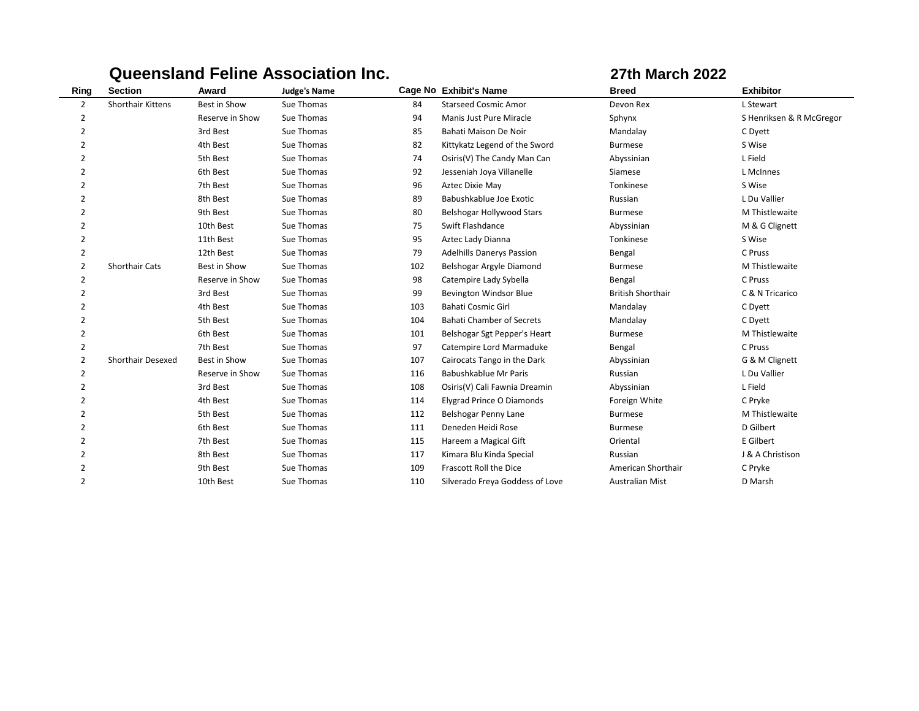**Queensland Feline Association Inc.** **27th March 2022**

| Ring | Section | Award | Judge's Name | Cage No | Exhibit's Name | Breed | Exhibitor |
|---|---|---|---|---|---|---|---|
| 2 | Shorthair Kittens | Best in Show | Sue Thomas | 84 | Starseed Cosmic Amor | Devon Rex | L Stewart |
| 2 | | Reserve in Show | Sue Thomas | 94 | Manis Just Pure Miracle | Sphynx | S Henriksen & R McGregor |
| 2 | | 3rd Best | Sue Thomas | 85 | Bahati Maison De Noir | Mandalay | C Dyett |
| 2 | | 4th Best | Sue Thomas | 82 | Kittykatz Legend of the Sword | Burmese | S Wise |
| 2 | | 5th Best | Sue Thomas | 74 | Osiris(V) The Candy Man Can | Abyssinian | L Field |
| 2 | | 6th Best | Sue Thomas | 92 | Jesseniah Joya Villanelle | Siamese | L McInnes |
| 2 | | 7th Best | Sue Thomas | 96 | Aztec Dixie May | Tonkinese | S Wise |
| 2 | | 8th Best | Sue Thomas | 89 | Babushkablue Joe Exotic | Russian | L Du Vallier |
| 2 | | 9th Best | Sue Thomas | 80 | Belshogar Hollywood Stars | Burmese | M Thistlewaite |
| 2 | | 10th Best | Sue Thomas | 75 | Swift Flashdance | Abyssinian | M & G Clignett |
| 2 | | 11th Best | Sue Thomas | 95 | Aztec Lady Dianna | Tonkinese | S Wise |
| 2 | | 12th Best | Sue Thomas | 79 | Adelhills Danerys Passion | Bengal | C Pruss |
| 2 | Shorthair Cats | Best in Show | Sue Thomas | 102 | Belshogar Argyle Diamond | Burmese | M Thistlewaite |
| 2 | | Reserve in Show | Sue Thomas | 98 | Catempire Lady Sybella | Bengal | C Pruss |
| 2 | | 3rd Best | Sue Thomas | 99 | Bevington Windsor Blue | British Shorthair | C & N Tricarico |
| 2 | | 4th Best | Sue Thomas | 103 | Bahati Cosmic Girl | Mandalay | C Dyett |
| 2 | | 5th Best | Sue Thomas | 104 | Bahati Chamber of Secrets | Mandalay | C Dyett |
| 2 | | 6th Best | Sue Thomas | 101 | Belshogar Sgt Pepper's Heart | Burmese | M Thistlewaite |
| 2 | | 7th Best | Sue Thomas | 97 | Catempire Lord Marmaduke | Bengal | C Pruss |
| 2 | Shorthair Desexed | Best in Show | Sue Thomas | 107 | Cairocats Tango in the Dark | Abyssinian | G & M Clignett |
| 2 | | Reserve in Show | Sue Thomas | 116 | Babushkablue Mr Paris | Russian | L Du Vallier |
| 2 | | 3rd Best | Sue Thomas | 108 | Osiris(V) Cali Fawnia Dreamin | Abyssinian | L Field |
| 2 | | 4th Best | Sue Thomas | 114 | Elygrad Prince O Diamonds | Foreign White | C Pryke |
| 2 | | 5th Best | Sue Thomas | 112 | Belshogar Penny Lane | Burmese | M Thistlewaite |
| 2 | | 6th Best | Sue Thomas | 111 | Deneden Heidi Rose | Burmese | D Gilbert |
| 2 | | 7th Best | Sue Thomas | 115 | Hareem a Magical Gift | Oriental | E Gilbert |
| 2 | | 8th Best | Sue Thomas | 117 | Kimara Blu Kinda Special | Russian | J & A Christison |
| 2 | | 9th Best | Sue Thomas | 109 | Frascott Roll the Dice | American Shorthair | C Pryke |
| 2 | | 10th Best | Sue Thomas | 110 | Silverado Freya Goddess of Love | Australian Mist | D Marsh |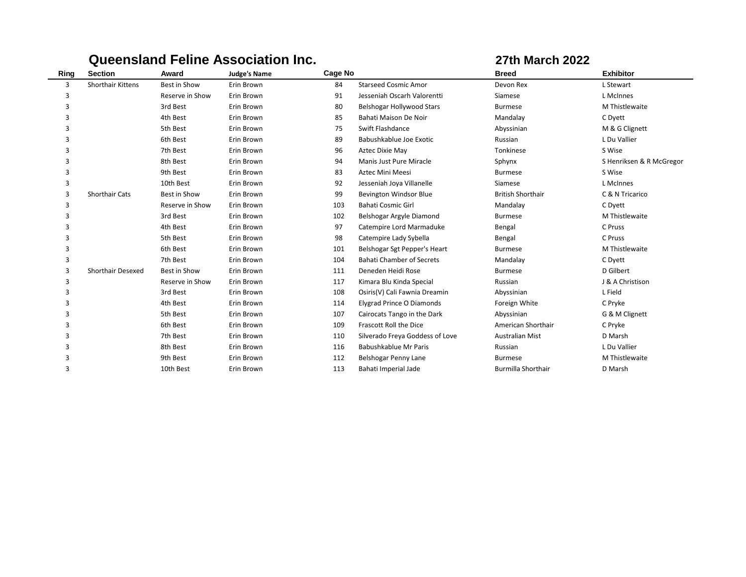# Queensland Feline Association Inc.

**27th March 2022**

| Ring | Section | Award | Judge's Name | Cage No | | Breed | Exhibitor |
|---|---|---|---|---|---|---|---|
| 3 | Shorthair Kittens | Best in Show | Erin Brown | 84 | Starseed Cosmic Amor | Devon Rex | L Stewart |
| 3 | | Reserve in Show | Erin Brown | 91 | Jesseniah Oscarh Valorentti | Siamese | L McInnes |
| 3 | | 3rd Best | Erin Brown | 80 | Belshogar Hollywood Stars | Burmese | M Thistlewaite |
| 3 | | 4th Best | Erin Brown | 85 | Bahati Maison De Noir | Mandalay | C Dyett |
| 3 | | 5th Best | Erin Brown | 75 | Swift Flashdance | Abyssinian | M & G Clignett |
| 3 | | 6th Best | Erin Brown | 89 | Babushkablue Joe Exotic | Russian | L Du Vallier |
| 3 | | 7th Best | Erin Brown | 96 | Aztec Dixie May | Tonkinese | S Wise |
| 3 | | 8th Best | Erin Brown | 94 | Manis Just Pure Miracle | Sphynx | S Henriksen & R McGregor |
| 3 | | 9th Best | Erin Brown | 83 | Aztec Mini Meesi | Burmese | S Wise |
| 3 | | 10th Best | Erin Brown | 92 | Jesseniah Joya Villanelle | Siamese | L McInnes |
| 3 | Shorthair Cats | Best in Show | Erin Brown | 99 | Bevington Windsor Blue | British Shorthair | C & N Tricarico |
| 3 | | Reserve in Show | Erin Brown | 103 | Bahati Cosmic Girl | Mandalay | C Dyett |
| 3 | | 3rd Best | Erin Brown | 102 | Belshogar Argyle Diamond | Burmese | M Thistlewaite |
| 3 | | 4th Best | Erin Brown | 97 | Catempire Lord Marmaduke | Bengal | C Pruss |
| 3 | | 5th Best | Erin Brown | 98 | Catempire Lady Sybella | Bengal | C Pruss |
| 3 | | 6th Best | Erin Brown | 101 | Belshogar Sgt Pepper's Heart | Burmese | M Thistlewaite |
| 3 | | 7th Best | Erin Brown | 104 | Bahati Chamber of Secrets | Mandalay | C Dyett |
| 3 | Shorthair Desexed | Best in Show | Erin Brown | 111 | Deneden Heidi Rose | Burmese | D Gilbert |
| 3 | | Reserve in Show | Erin Brown | 117 | Kimara Blu Kinda Special | Russian | J & A Christison |
| 3 | | 3rd Best | Erin Brown | 108 | Osiris(V) Cali Fawnia Dreamin | Abyssinian | L Field |
| 3 | | 4th Best | Erin Brown | 114 | Elygrad Prince O Diamonds | Foreign White | C Pryke |
| 3 | | 5th Best | Erin Brown | 107 | Cairocats Tango in the Dark | Abyssinian | G & M Clignett |
| 3 | | 6th Best | Erin Brown | 109 | Frascott Roll the Dice | American Shorthair | C Pryke |
| 3 | | 7th Best | Erin Brown | 110 | Silverado Freya Goddess of Love | Australian Mist | D Marsh |
| 3 | | 8th Best | Erin Brown | 116 | Babushkablue Mr Paris | Russian | L Du Vallier |
| 3 | | 9th Best | Erin Brown | 112 | Belshogar Penny Lane | Burmese | M Thistlewaite |
| 3 | | 10th Best | Erin Brown | 113 | Bahati Imperial Jade | Burmilla Shorthair | D Marsh |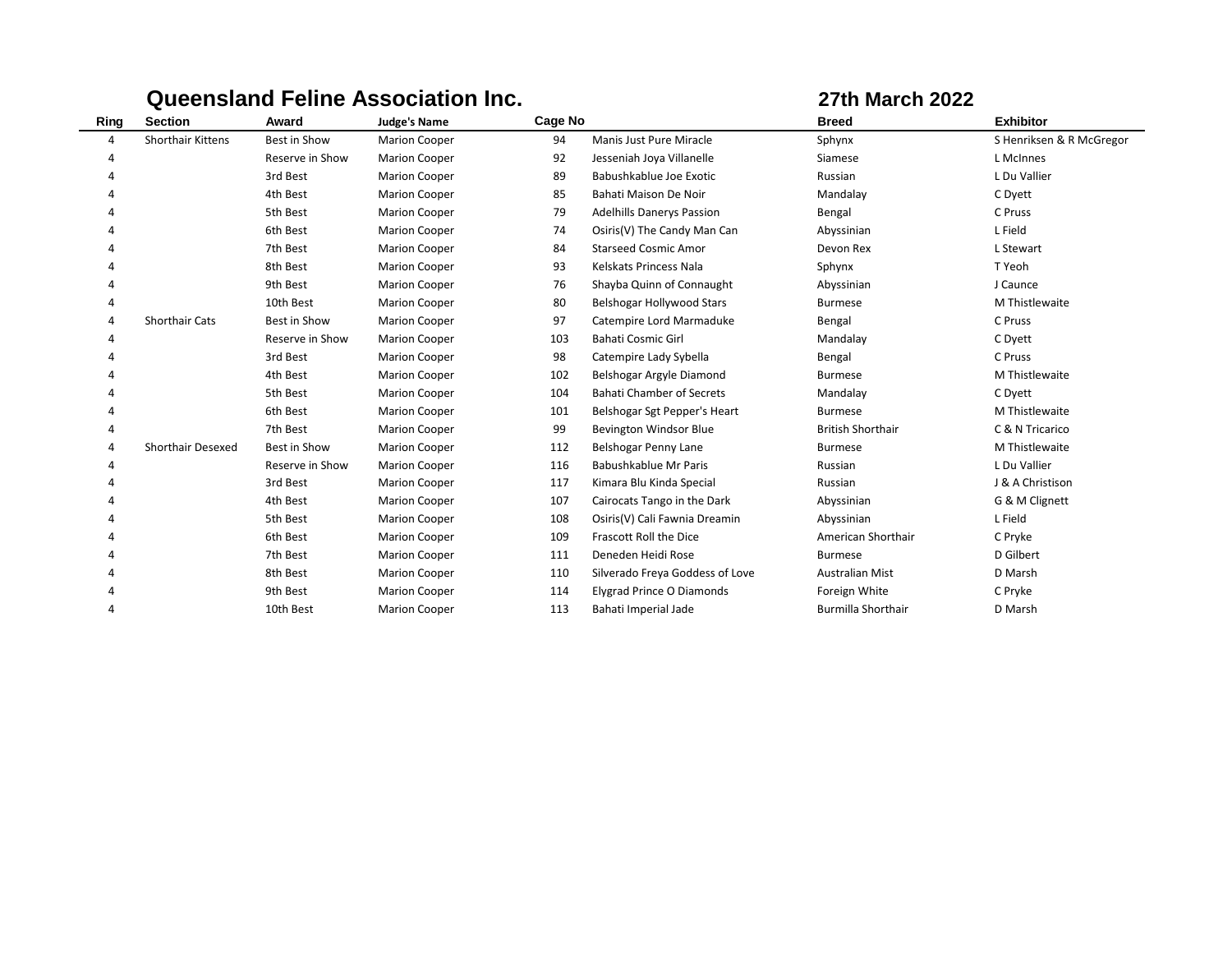## Queensland Feline Association Inc. — 27th March 2022

| Ring | Section | Award | Judge's Name | Cage No | | Breed | Exhibitor |
|---|---|---|---|---|---|---|---|
| 4 | Shorthair Kittens | Best in Show | Marion Cooper | 94 | Manis Just Pure Miracle | Sphynx | S Henriksen & R McGregor |
| 4 | | Reserve in Show | Marion Cooper | 92 | Jesseniah Joya Villanelle | Siamese | L McInnes |
| 4 | | 3rd Best | Marion Cooper | 89 | Babushkablue Joe Exotic | Russian | L Du Vallier |
| 4 | | 4th Best | Marion Cooper | 85 | Bahati Maison De Noir | Mandalay | C Dyett |
| 4 | | 5th Best | Marion Cooper | 79 | Adelhills Danerys Passion | Bengal | C Pruss |
| 4 | | 6th Best | Marion Cooper | 74 | Osiris(V) The Candy Man Can | Abyssinian | L Field |
| 4 | | 7th Best | Marion Cooper | 84 | Starseed Cosmic Amor | Devon Rex | L Stewart |
| 4 | | 8th Best | Marion Cooper | 93 | Kelskats Princess Nala | Sphynx | T Yeoh |
| 4 | | 9th Best | Marion Cooper | 76 | Shayba Quinn of Connaught | Abyssinian | J Caunce |
| 4 | | 10th Best | Marion Cooper | 80 | Belshogar Hollywood Stars | Burmese | M Thistlewaite |
| 4 | Shorthair Cats | Best in Show | Marion Cooper | 97 | Catempire Lord Marmaduke | Bengal | C Pruss |
| 4 | | Reserve in Show | Marion Cooper | 103 | Bahati Cosmic Girl | Mandalay | C Dyett |
| 4 | | 3rd Best | Marion Cooper | 98 | Catempire Lady Sybella | Bengal | C Pruss |
| 4 | | 4th Best | Marion Cooper | 102 | Belshogar Argyle Diamond | Burmese | M Thistlewaite |
| 4 | | 5th Best | Marion Cooper | 104 | Bahati Chamber of Secrets | Mandalay | C Dyett |
| 4 | | 6th Best | Marion Cooper | 101 | Belshogar Sgt Pepper's Heart | Burmese | M Thistlewaite |
| 4 | | 7th Best | Marion Cooper | 99 | Bevington Windsor Blue | British Shorthair | C & N Tricarico |
| 4 | Shorthair Desexed | Best in Show | Marion Cooper | 112 | Belshogar Penny Lane | Burmese | M Thistlewaite |
| 4 | | Reserve in Show | Marion Cooper | 116 | Babushkablue Mr Paris | Russian | L Du Vallier |
| 4 | | 3rd Best | Marion Cooper | 117 | Kimara Blu Kinda Special | Russian | J & A Christison |
| 4 | | 4th Best | Marion Cooper | 107 | Cairocats Tango in the Dark | Abyssinian | G & M Clignett |
| 4 | | 5th Best | Marion Cooper | 108 | Osiris(V) Cali Fawnia Dreamin | Abyssinian | L Field |
| 4 | | 6th Best | Marion Cooper | 109 | Frascott Roll the Dice | American Shorthair | C Pryke |
| 4 | | 7th Best | Marion Cooper | 111 | Deneden Heidi Rose | Burmese | D Gilbert |
| 4 | | 8th Best | Marion Cooper | 110 | Silverado Freya Goddess of Love | Australian Mist | D Marsh |
| 4 | | 9th Best | Marion Cooper | 114 | Elygrad Prince O Diamonds | Foreign White | C Pryke |
| 4 | | 10th Best | Marion Cooper | 113 | Bahati Imperial Jade | Burmilla Shorthair | D Marsh |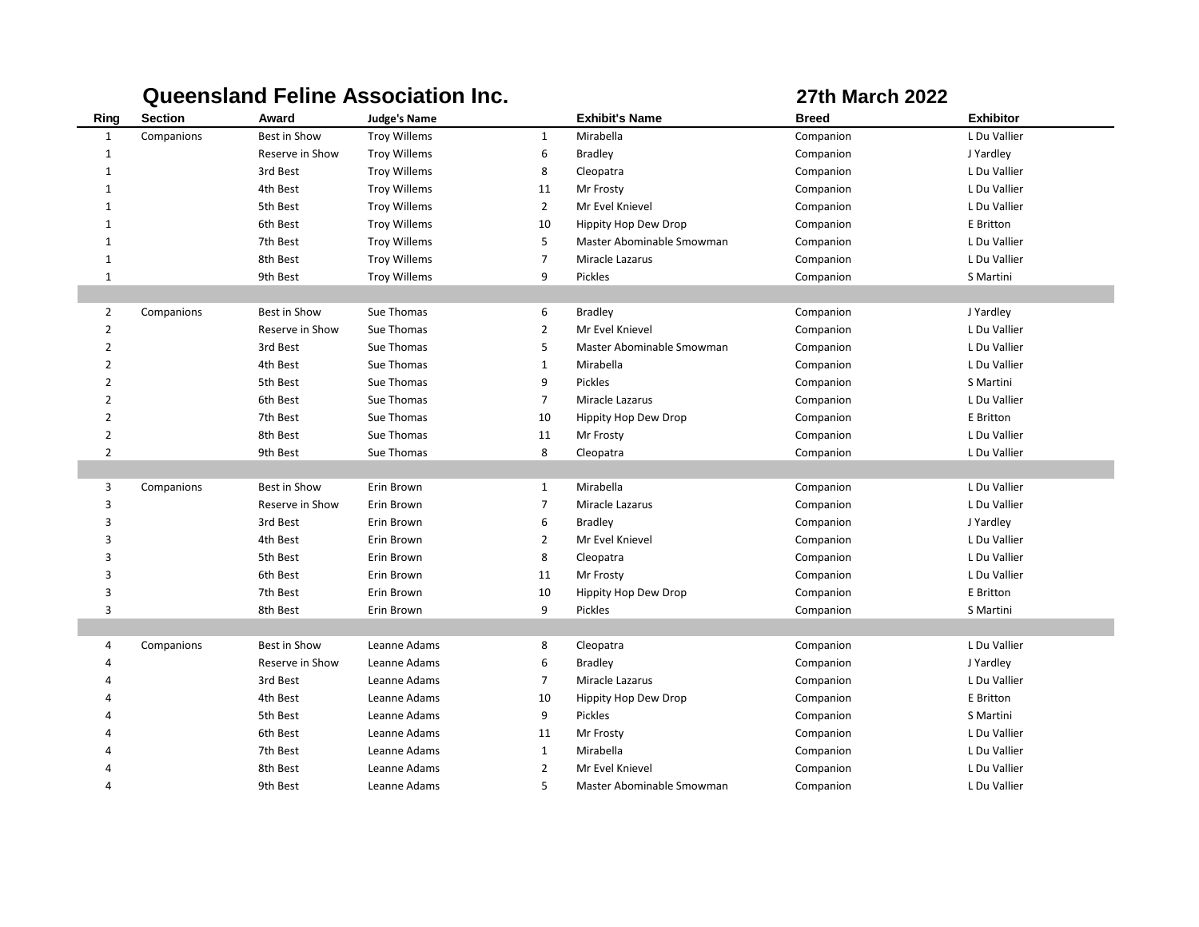**Queensland Feline Association Inc.** **27th March 2022**

| Ring | Section | Award | Judge's Name | | Exhibit's Name | Breed | Exhibitor |
|---|---|---|---|---|---|---|---|
| 1 | Companions | Best in Show | Troy Willems | 1 | Mirabella | Companion | L Du Vallier |
| 1 | | Reserve in Show | Troy Willems | 6 | Bradley | Companion | J Yardley |
| 1 | | 3rd Best | Troy Willems | 8 | Cleopatra | Companion | L Du Vallier |
| 1 | | 4th Best | Troy Willems | 11 | Mr Frosty | Companion | L Du Vallier |
| 1 | | 5th Best | Troy Willems | 2 | Mr Evel Knievel | Companion | L Du Vallier |
| 1 | | 6th Best | Troy Willems | 10 | Hippity Hop Dew Drop | Companion | E Britton |
| 1 | | 7th Best | Troy Willems | 5 | Master Abominable Smowman | Companion | L Du Vallier |
| 1 | | 8th Best | Troy Willems | 7 | Miracle Lazarus | Companion | L Du Vallier |
| 1 | | 9th Best | Troy Willems | 9 | Pickles | Companion | S Martini |
| | | | | | | | |
| 2 | Companions | Best in Show | Sue Thomas | 6 | Bradley | Companion | J Yardley |
| 2 | | Reserve in Show | Sue Thomas | 2 | Mr Evel Knievel | Companion | L Du Vallier |
| 2 | | 3rd Best | Sue Thomas | 5 | Master Abominable Smowman | Companion | L Du Vallier |
| 2 | | 4th Best | Sue Thomas | 1 | Mirabella | Companion | L Du Vallier |
| 2 | | 5th Best | Sue Thomas | 9 | Pickles | Companion | S Martini |
| 2 | | 6th Best | Sue Thomas | 7 | Miracle Lazarus | Companion | L Du Vallier |
| 2 | | 7th Best | Sue Thomas | 10 | Hippity Hop Dew Drop | Companion | E Britton |
| 2 | | 8th Best | Sue Thomas | 11 | Mr Frosty | Companion | L Du Vallier |
| 2 | | 9th Best | Sue Thomas | 8 | Cleopatra | Companion | L Du Vallier |
| | | | | | | | |
| 3 | Companions | Best in Show | Erin Brown | 1 | Mirabella | Companion | L Du Vallier |
| 3 | | Reserve in Show | Erin Brown | 7 | Miracle Lazarus | Companion | L Du Vallier |
| 3 | | 3rd Best | Erin Brown | 6 | Bradley | Companion | J Yardley |
| 3 | | 4th Best | Erin Brown | 2 | Mr Evel Knievel | Companion | L Du Vallier |
| 3 | | 5th Best | Erin Brown | 8 | Cleopatra | Companion | L Du Vallier |
| 3 | | 6th Best | Erin Brown | 11 | Mr Frosty | Companion | L Du Vallier |
| 3 | | 7th Best | Erin Brown | 10 | Hippity Hop Dew Drop | Companion | E Britton |
| 3 | | 8th Best | Erin Brown | 9 | Pickles | Companion | S Martini |
| | | | | | | | |
| 4 | Companions | Best in Show | Leanne Adams | 8 | Cleopatra | Companion | L Du Vallier |
| 4 | | Reserve in Show | Leanne Adams | 6 | Bradley | Companion | J Yardley |
| 4 | | 3rd Best | Leanne Adams | 7 | Miracle Lazarus | Companion | L Du Vallier |
| 4 | | 4th Best | Leanne Adams | 10 | Hippity Hop Dew Drop | Companion | E Britton |
| 4 | | 5th Best | Leanne Adams | 9 | Pickles | Companion | S Martini |
| 4 | | 6th Best | Leanne Adams | 11 | Mr Frosty | Companion | L Du Vallier |
| 4 | | 7th Best | Leanne Adams | 1 | Mirabella | Companion | L Du Vallier |
| 4 | | 8th Best | Leanne Adams | 2 | Mr Evel Knievel | Companion | L Du Vallier |
| 4 | | 9th Best | Leanne Adams | 5 | Master Abominable Smowman | Companion | L Du Vallier |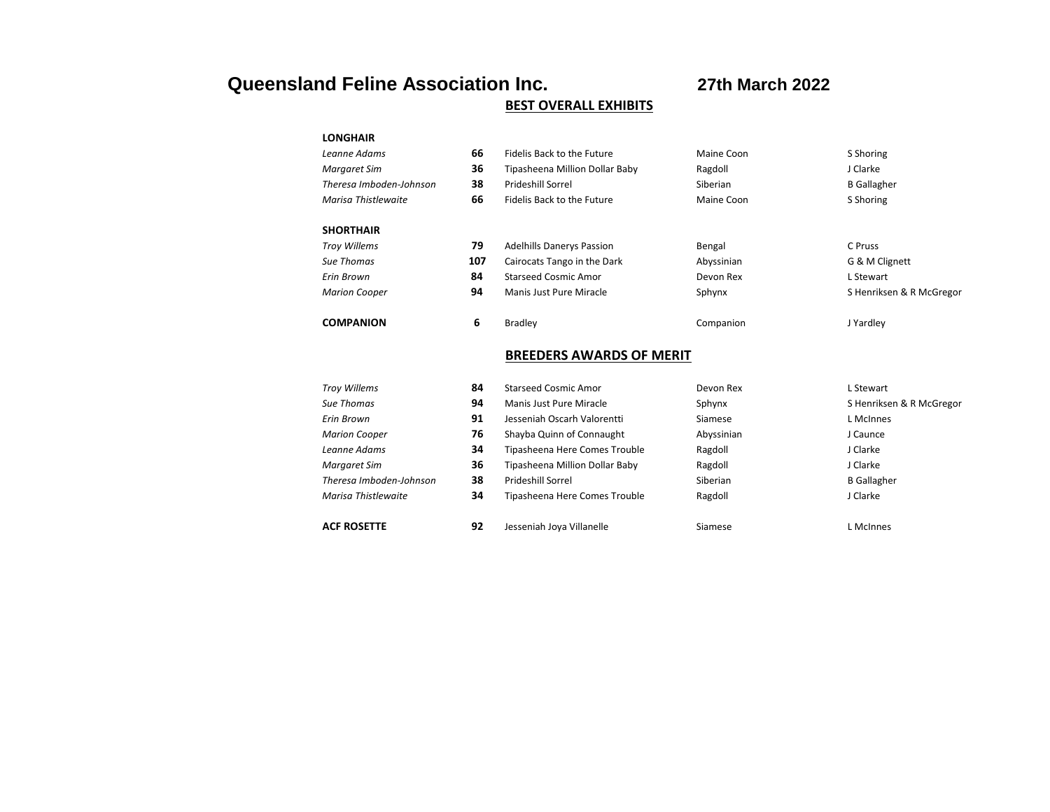# Queensland Feline Association Inc. 27th March 2022

## BEST OVERALL EXHIBITS

| | | | | |
|---|---|---|---|---|
| **LONGHAIR** | | | | |
| *Leanne Adams* | **66** | Fidelis Back to the Future | Maine Coon | S Shoring |
| *Margaret Sim* | **36** | Tipasheena Million Dollar Baby | Ragdoll | J Clarke |
| *Theresa Imboden-Johnson* | **38** | Prideshill Sorrel | Siberian | B Gallagher |
| *Marisa Thistlewaite* | **66** | Fidelis Back to the Future | Maine Coon | S Shoring |
| **SHORTHAIR** | | | | |
| *Troy Willems* | **79** | Adelhills Danerys Passion | Bengal | C Pruss |
| *Sue Thomas* | **107** | Cairocats Tango in the Dark | Abyssinian | G & M Clignett |
| *Erin Brown* | **84** | Starseed Cosmic Amor | Devon Rex | L Stewart |
| *Marion Cooper* | **94** | Manis Just Pure Miracle | Sphynx | S Henriksen & R McGregor |
| **COMPANION** | **6** | Bradley | Companion | J Yardley |

## BREEDERS AWARDS OF MERIT

| | | | | |
|---|---|---|---|---|
| *Troy Willems* | **84** | Starseed Cosmic Amor | Devon Rex | L Stewart |
| *Sue Thomas* | **94** | Manis Just Pure Miracle | Sphynx | S Henriksen & R McGregor |
| *Erin Brown* | **91** | Jesseniah Oscarh Valorentti | Siamese | L McInnes |
| *Marion Cooper* | **76** | Shayba Quinn of Connaught | Abyssinian | J Caunce |
| *Leanne Adams* | **34** | Tipasheena Here Comes Trouble | Ragdoll | J Clarke |
| *Margaret Sim* | **36** | Tipasheena Million Dollar Baby | Ragdoll | J Clarke |
| *Theresa Imboden-Johnson* | **38** | Prideshill Sorrel | Siberian | B Gallagher |
| *Marisa Thistlewaite* | **34** | Tipasheena Here Comes Trouble | Ragdoll | J Clarke |
| **ACF ROSETTE** | **92** | Jesseniah Joya Villanelle | Siamese | L McInnes |